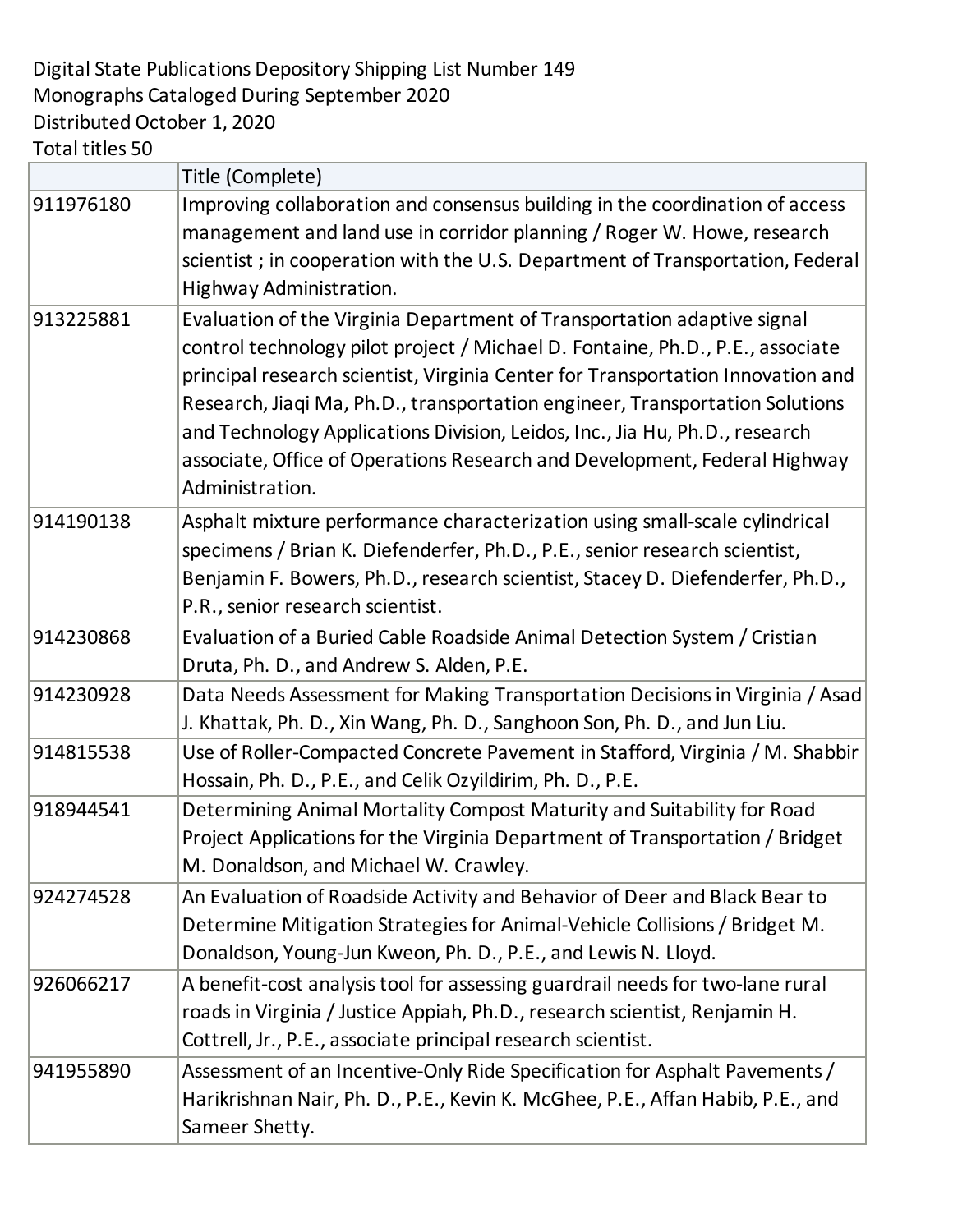Digital State Publications Depository Shipping List Number 149
Monographs Cataloged During September 2020
Distributed October 1, 2020
Total titles 50

| | Title (Complete) |
|---|---|
| 911976180 | Improving collaboration and consensus building in the coordination of access management and land use in corridor planning / Roger W. Howe, research scientist ; in cooperation with the U.S. Department of Transportation, Federal Highway Administration. |
| 913225881 | Evaluation of the Virginia Department of Transportation adaptive signal control technology pilot project / Michael D. Fontaine, Ph.D., P.E., associate principal research scientist, Virginia Center for Transportation Innovation and Research, Jiaqi Ma, Ph.D., transportation engineer, Transportation Solutions and Technology Applications Division, Leidos, Inc., Jia Hu, Ph.D., research associate, Office of Operations Research and Development, Federal Highway Administration. |
| 914190138 | Asphalt mixture performance characterization using small-scale cylindrical specimens / Brian K. Diefenderfer, Ph.D., P.E., senior research scientist, Benjamin F. Bowers, Ph.D., research scientist, Stacey D. Diefenderfer, Ph.D., P.R., senior research scientist. |
| 914230868 | Evaluation of a Buried Cable Roadside Animal Detection System / Cristian Druta, Ph. D., and Andrew S. Alden, P.E. |
| 914230928 | Data Needs Assessment for Making Transportation Decisions in Virginia / Asad J. Khattak, Ph. D., Xin Wang, Ph. D., Sanghoon Son, Ph. D., and Jun Liu. |
| 914815538 | Use of Roller-Compacted Concrete Pavement in Stafford, Virginia / M. Shabbir Hossain, Ph. D., P.E., and Celik Ozyildirim, Ph. D., P.E. |
| 918944541 | Determining Animal Mortality Compost Maturity and Suitability for Road Project Applications for the Virginia Department of Transportation / Bridget M. Donaldson, and Michael W. Crawley. |
| 924274528 | An Evaluation of Roadside Activity and Behavior of Deer and Black Bear to Determine Mitigation Strategies for Animal-Vehicle Collisions / Bridget M. Donaldson, Young-Jun Kweon, Ph. D., P.E., and Lewis N. Lloyd. |
| 926066217 | A benefit-cost analysis tool for assessing guardrail needs for two-lane rural roads in Virginia / Justice Appiah, Ph.D., research scientist, Renjamin H. Cottrell, Jr., P.E., associate principal research scientist. |
| 941955890 | Assessment of an Incentive-Only Ride Specification for Asphalt Pavements / Harikrishnan Nair, Ph. D., P.E., Kevin K. McGhee, P.E., Affan Habib, P.E., and Sameer Shetty. |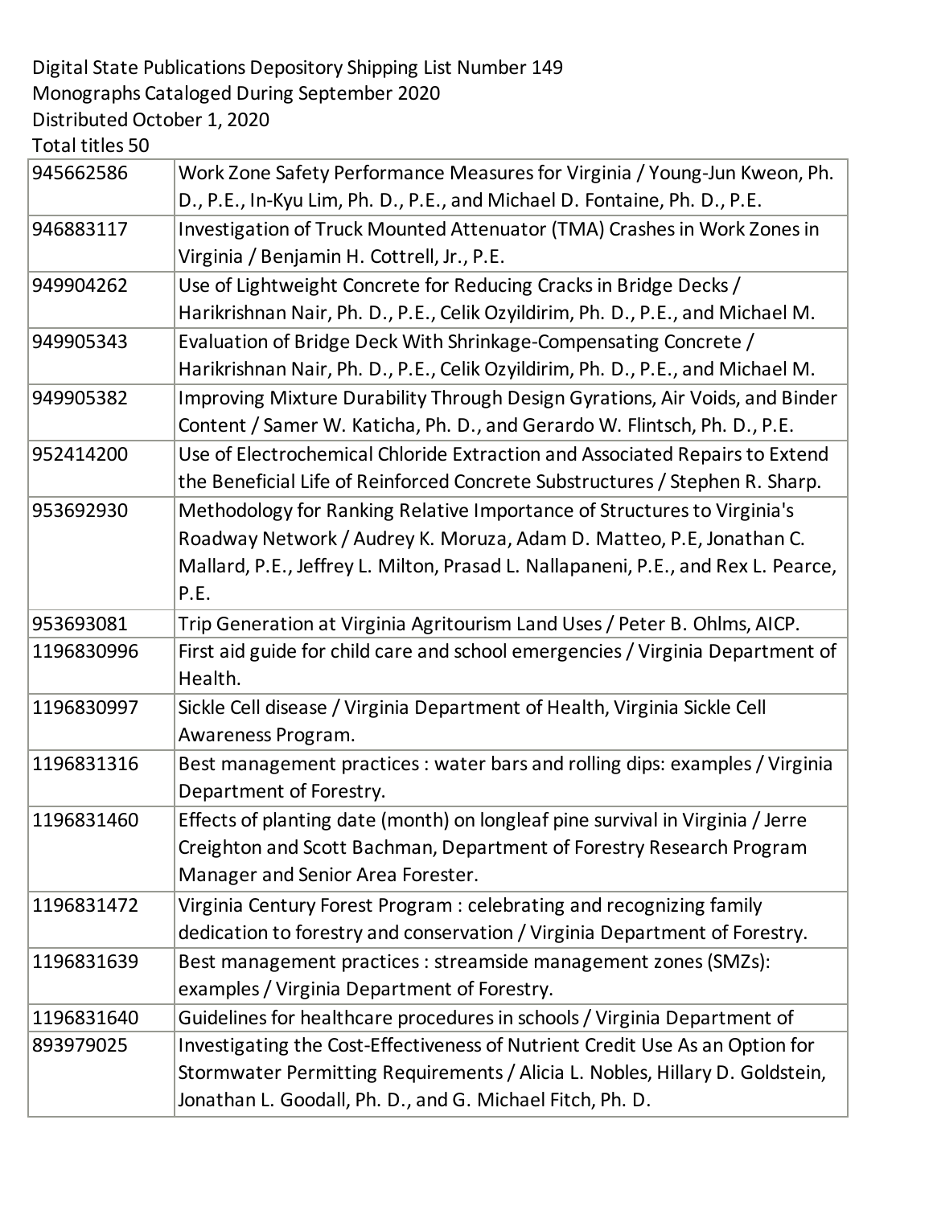Digital State Publications Depository Shipping List Number 149
Monographs Cataloged During September 2020
Distributed October 1, 2020
Total titles 50

| | |
|---|---|
| 945662586 | Work Zone Safety Performance Measures for Virginia / Young-Jun Kweon, Ph. D., P.E., In-Kyu Lim, Ph. D., P.E., and Michael D. Fontaine, Ph. D., P.E. |
| 946883117 | Investigation of Truck Mounted Attenuator (TMA) Crashes in Work Zones in Virginia / Benjamin H. Cottrell, Jr., P.E. |
| 949904262 | Use of Lightweight Concrete for Reducing Cracks in Bridge Decks / Harikrishnan Nair, Ph. D., P.E., Celik Ozyildirim, Ph. D., P.E., and Michael M. |
| 949905343 | Evaluation of Bridge Deck With Shrinkage-Compensating Concrete / Harikrishnan Nair, Ph. D., P.E., Celik Ozyildirim, Ph. D., P.E., and Michael M. |
| 949905382 | Improving Mixture Durability Through Design Gyrations, Air Voids, and Binder Content / Samer W. Katicha, Ph. D., and Gerardo W. Flintsch, Ph. D., P.E. |
| 952414200 | Use of Electrochemical Chloride Extraction and Associated Repairs to Extend the Beneficial Life of Reinforced Concrete Substructures / Stephen R. Sharp. |
| 953692930 | Methodology for Ranking Relative Importance of Structures to Virginia's Roadway Network / Audrey K. Moruza, Adam D. Matteo, P.E, Jonathan C. Mallard, P.E., Jeffrey L. Milton, Prasad L. Nallapaneni, P.E., and Rex L. Pearce, P.E. |
| 953693081 | Trip Generation at Virginia Agritourism Land Uses / Peter B. Ohlms, AICP. |
| 1196830996 | First aid guide for child care and school emergencies / Virginia Department of Health. |
| 1196830997 | Sickle Cell disease / Virginia Department of Health, Virginia Sickle Cell Awareness Program. |
| 1196831316 | Best management practices : water bars and rolling dips: examples / Virginia Department of Forestry. |
| 1196831460 | Effects of planting date (month) on longleaf pine survival in Virginia / Jerre Creighton and Scott Bachman, Department of Forestry Research Program Manager and Senior Area Forester. |
| 1196831472 | Virginia Century Forest Program : celebrating and recognizing family dedication to forestry and conservation / Virginia Department of Forestry. |
| 1196831639 | Best management practices : streamside management zones (SMZs): examples / Virginia Department of Forestry. |
| 1196831640 | Guidelines for healthcare procedures in schools / Virginia Department of |
| 893979025 | Investigating the Cost-Effectiveness of Nutrient Credit Use As an Option for Stormwater Permitting Requirements / Alicia L. Nobles, Hillary D. Goldstein, Jonathan L. Goodall, Ph. D., and G. Michael Fitch, Ph. D. |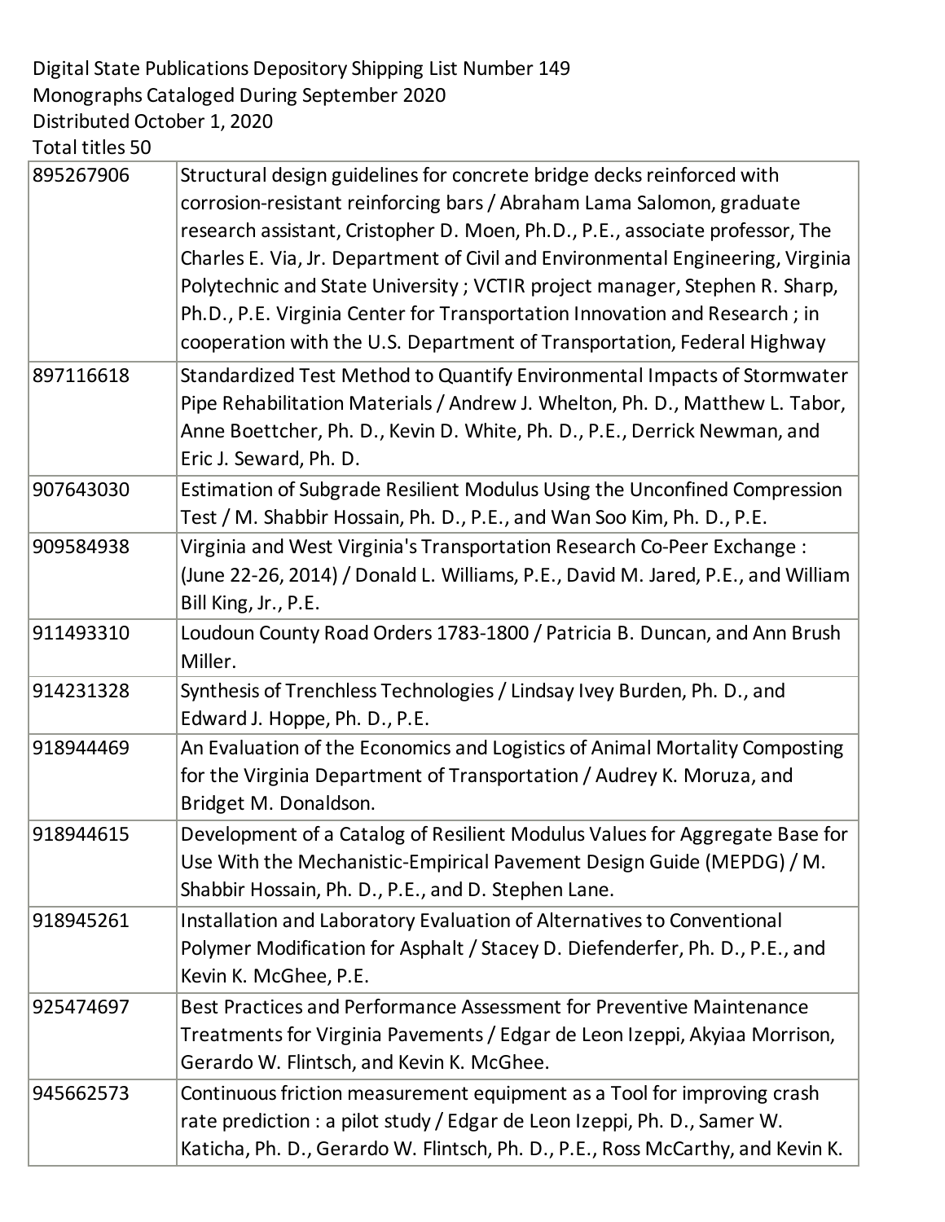Digital State Publications Depository Shipping List Number 149
Monographs Cataloged During September 2020
Distributed October 1, 2020
Total titles 50

| | |
|---|---|
| 895267906 | Structural design guidelines for concrete bridge decks reinforced with corrosion-resistant reinforcing bars / Abraham Lama Salomon, graduate research assistant, Cristopher D. Moen, Ph.D., P.E., associate professor, The Charles E. Via, Jr. Department of Civil and Environmental Engineering, Virginia Polytechnic and State University ; VCTIR project manager, Stephen R. Sharp, Ph.D., P.E. Virginia Center for Transportation Innovation and Research ; in cooperation with the U.S. Department of Transportation, Federal Highway |
| 897116618 | Standardized Test Method to Quantify Environmental Impacts of Stormwater Pipe Rehabilitation Materials / Andrew J. Whelton, Ph. D., Matthew L. Tabor, Anne Boettcher, Ph. D., Kevin D. White, Ph. D., P.E., Derrick Newman, and Eric J. Seward, Ph. D. |
| 907643030 | Estimation of Subgrade Resilient Modulus Using the Unconfined Compression Test / M. Shabbir Hossain, Ph. D., P.E., and Wan Soo Kim, Ph. D., P.E. |
| 909584938 | Virginia and West Virginia's Transportation Research Co-Peer Exchange : (June 22-26, 2014) / Donald L. Williams, P.E., David M. Jared, P.E., and William Bill King, Jr., P.E. |
| 911493310 | Loudoun County Road Orders 1783-1800 / Patricia B. Duncan, and Ann Brush Miller. |
| 914231328 | Synthesis of Trenchless Technologies / Lindsay Ivey Burden, Ph. D., and Edward J. Hoppe, Ph. D., P.E. |
| 918944469 | An Evaluation of the Economics and Logistics of Animal Mortality Composting for the Virginia Department of Transportation / Audrey K. Moruza, and Bridget M. Donaldson. |
| 918944615 | Development of a Catalog of Resilient Modulus Values for Aggregate Base for Use With the Mechanistic-Empirical Pavement Design Guide (MEPDG) / M. Shabbir Hossain, Ph. D., P.E., and D. Stephen Lane. |
| 918945261 | Installation and Laboratory Evaluation of Alternatives to Conventional Polymer Modification for Asphalt / Stacey D. Diefenderfer, Ph. D., P.E., and Kevin K. McGhee, P.E. |
| 925474697 | Best Practices and Performance Assessment for Preventive Maintenance Treatments for Virginia Pavements / Edgar de Leon Izeppi, Akyiaa Morrison, Gerardo W. Flintsch, and Kevin K. McGhee. |
| 945662573 | Continuous friction measurement equipment as a Tool for improving crash rate prediction : a pilot study / Edgar de Leon Izeppi, Ph. D., Samer W. Katicha, Ph. D., Gerardo W. Flintsch, Ph. D., P.E., Ross McCarthy, and Kevin K. |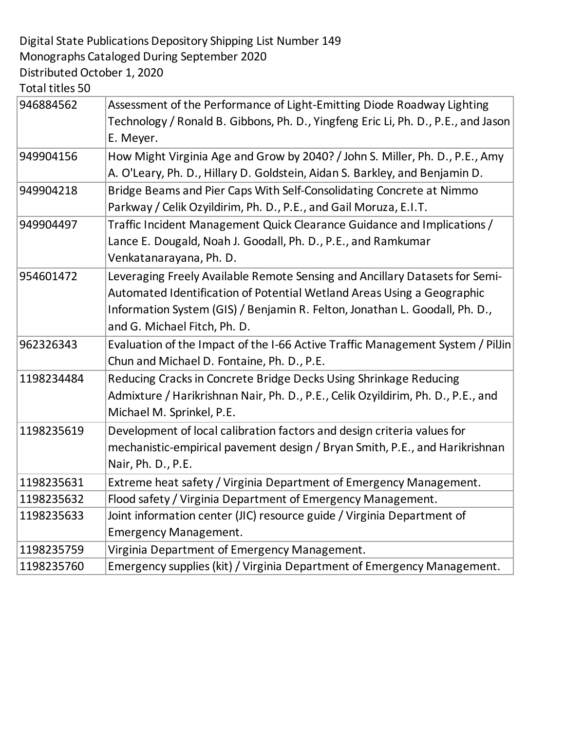Digital State Publications Depository Shipping List Number 149
Monographs Cataloged During September 2020
Distributed October 1, 2020
Total titles 50

| | |
|---|---|
| 946884562 | Assessment of the Performance of Light-Emitting Diode Roadway Lighting Technology / Ronald B. Gibbons, Ph. D., Yingfeng Eric Li, Ph. D., P.E., and Jason E. Meyer. |
| 949904156 | How Might Virginia Age and Grow by 2040? / John S. Miller, Ph. D., P.E., Amy A. O'Leary, Ph. D., Hillary D. Goldstein, Aidan S. Barkley, and Benjamin D. |
| 949904218 | Bridge Beams and Pier Caps With Self-Consolidating Concrete at Nimmo Parkway / Celik Ozyildirim, Ph. D., P.E., and Gail Moruza, E.I.T. |
| 949904497 | Traffic Incident Management Quick Clearance Guidance and Implications / Lance E. Dougald, Noah J. Goodall, Ph. D., P.E., and Ramkumar Venkatanarayana, Ph. D. |
| 954601472 | Leveraging Freely Available Remote Sensing and Ancillary Datasets for Semi-Automated Identification of Potential Wetland Areas Using a Geographic Information System (GIS) / Benjamin R. Felton, Jonathan L. Goodall, Ph. D., and G. Michael Fitch, Ph. D. |
| 962326343 | Evaluation of the Impact of the I-66 Active Traffic Management System / PilJin Chun and Michael D. Fontaine, Ph. D., P.E. |
| 1198234484 | Reducing Cracks in Concrete Bridge Decks Using Shrinkage Reducing Admixture / Harikrishnan Nair, Ph. D., P.E., Celik Ozyildirim, Ph. D., P.E., and Michael M. Sprinkel, P.E. |
| 1198235619 | Development of local calibration factors and design criteria values for mechanistic-empirical pavement design / Bryan Smith, P.E., and Harikrishnan Nair, Ph. D., P.E. |
| 1198235631 | Extreme heat safety / Virginia Department of Emergency Management. |
| 1198235632 | Flood safety / Virginia Department of Emergency Management. |
| 1198235633 | Joint information center (JIC) resource guide / Virginia Department of Emergency Management. |
| 1198235759 | Virginia Department of Emergency Management. |
| 1198235760 | Emergency supplies (kit) / Virginia Department of Emergency Management. |